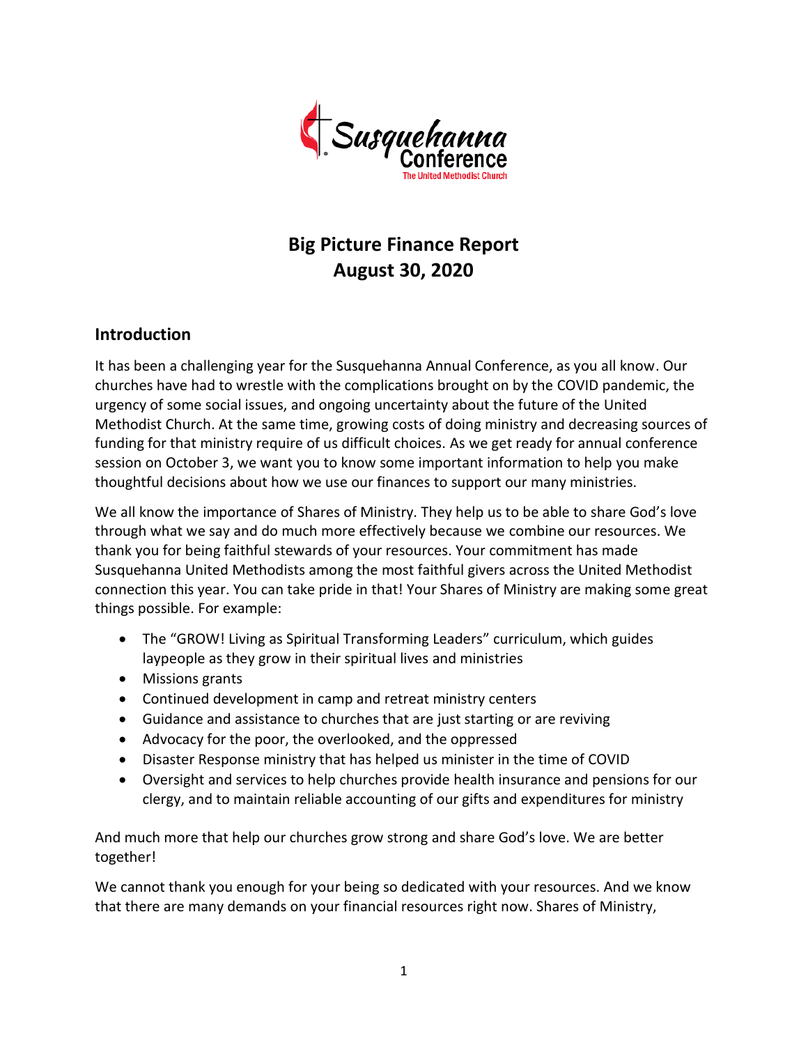Susquehanna Conference
The United Methodist Church

# Big Picture Finance Report
# August 30, 2020

## Introduction

It has been a challenging year for the Susquehanna Annual Conference, as you all know. Our churches have had to wrestle with the complications brought on by the COVID pandemic, the urgency of some social issues, and ongoing uncertainty about the future of the United Methodist Church. At the same time, growing costs of doing ministry and decreasing sources of funding for that ministry require of us difficult choices. As we get ready for annual conference session on October 3, we want you to know some important information to help you make thoughtful decisions about how we use our finances to support our many ministries.

We all know the importance of Shares of Ministry. They help us to be able to share God's love through what we say and do much more effectively because we combine our resources. We thank you for being faithful stewards of your resources. Your commitment has made Susquehanna United Methodists among the most faithful givers across the United Methodist connection this year. You can take pride in that! Your Shares of Ministry are making some great things possible. For example:

- The "GROW! Living as Spiritual Transforming Leaders" curriculum, which guides laypeople as they grow in their spiritual lives and ministries
- Missions grants
- Continued development in camp and retreat ministry centers
- Guidance and assistance to churches that are just starting or are reviving
- Advocacy for the poor, the overlooked, and the oppressed
- Disaster Response ministry that has helped us minister in the time of COVID
- Oversight and services to help churches provide health insurance and pensions for our clergy, and to maintain reliable accounting of our gifts and expenditures for ministry

And much more that help our churches grow strong and share God's love. We are better together!

We cannot thank you enough for your being so dedicated with your resources. And we know that there are many demands on your financial resources right now. Shares of Ministry,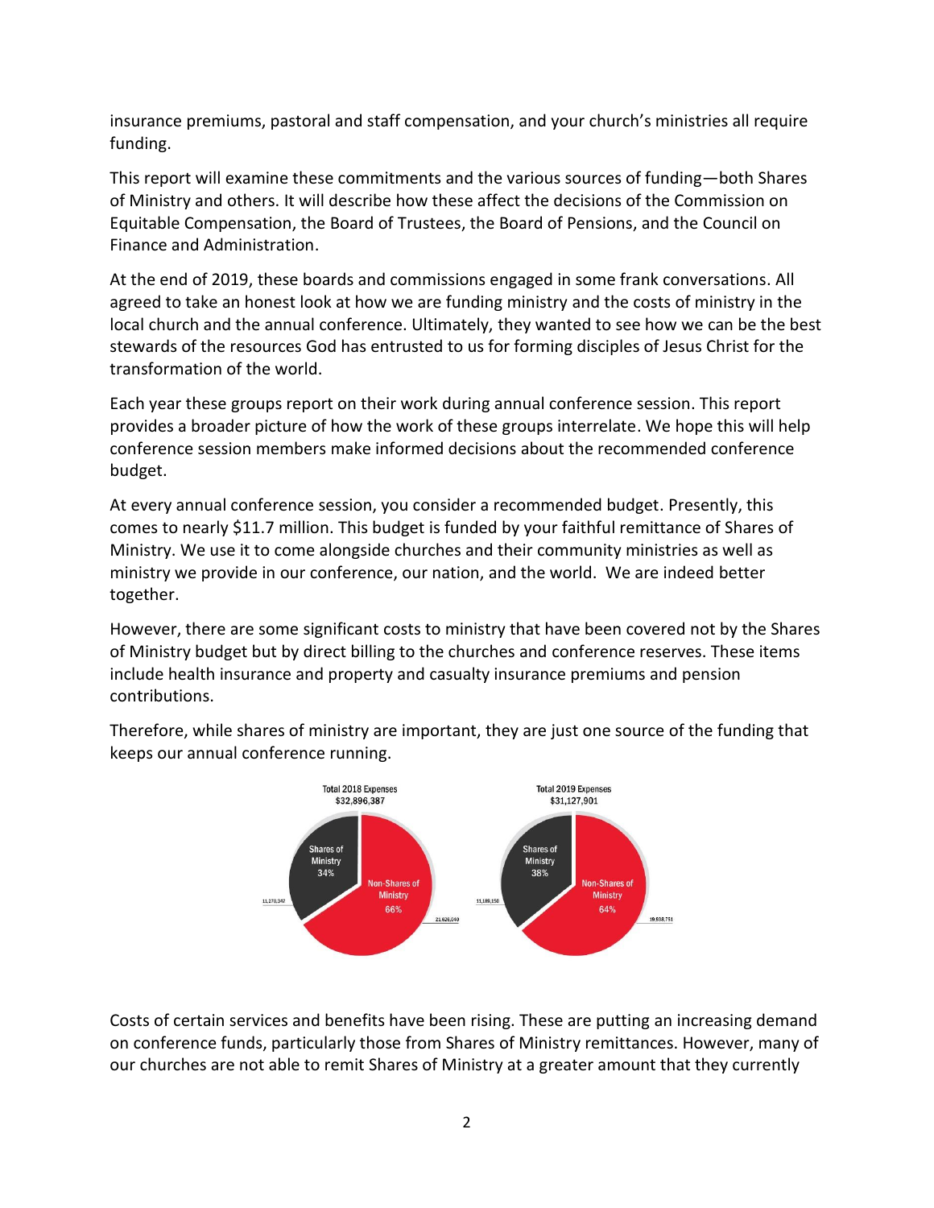insurance premiums, pastoral and staff compensation, and your church's ministries all require funding.

This report will examine these commitments and the various sources of funding—both Shares of Ministry and others. It will describe how these affect the decisions of the Commission on Equitable Compensation, the Board of Trustees, the Board of Pensions, and the Council on Finance and Administration.

At the end of 2019, these boards and commissions engaged in some frank conversations. All agreed to take an honest look at how we are funding ministry and the costs of ministry in the local church and the annual conference. Ultimately, they wanted to see how we can be the best stewards of the resources God has entrusted to us for forming disciples of Jesus Christ for the transformation of the world.

Each year these groups report on their work during annual conference session. This report provides a broader picture of how the work of these groups interrelate. We hope this will help conference session members make informed decisions about the recommended conference budget.

At every annual conference session, you consider a recommended budget. Presently, this comes to nearly $11.7 million. This budget is funded by your faithful remittance of Shares of Ministry. We use it to come alongside churches and their community ministries as well as ministry we provide in our conference, our nation, and the world. We are indeed better together.

However, there are some significant costs to ministry that have been covered not by the Shares of Ministry budget but by direct billing to the churches and conference reserves. These items include health insurance and property and casualty insurance premiums and pension contributions.

Therefore, while shares of ministry are important, they are just one source of the funding that keeps our annual conference running.

Total 2018 Expenses
$32,896,387

Shares of Ministry 34% — 11,270,347
Non-Shares of Ministry 66% — 21,626,040

Total 2019 Expenses
$31,127,901

Shares of Ministry 38% — 11,189,150
Non-Shares of Ministry 64% — 19,938,751

Costs of certain services and benefits have been rising. These are putting an increasing demand on conference funds, particularly those from Shares of Ministry remittances. However, many of our churches are not able to remit Shares of Ministry at a greater amount that they currently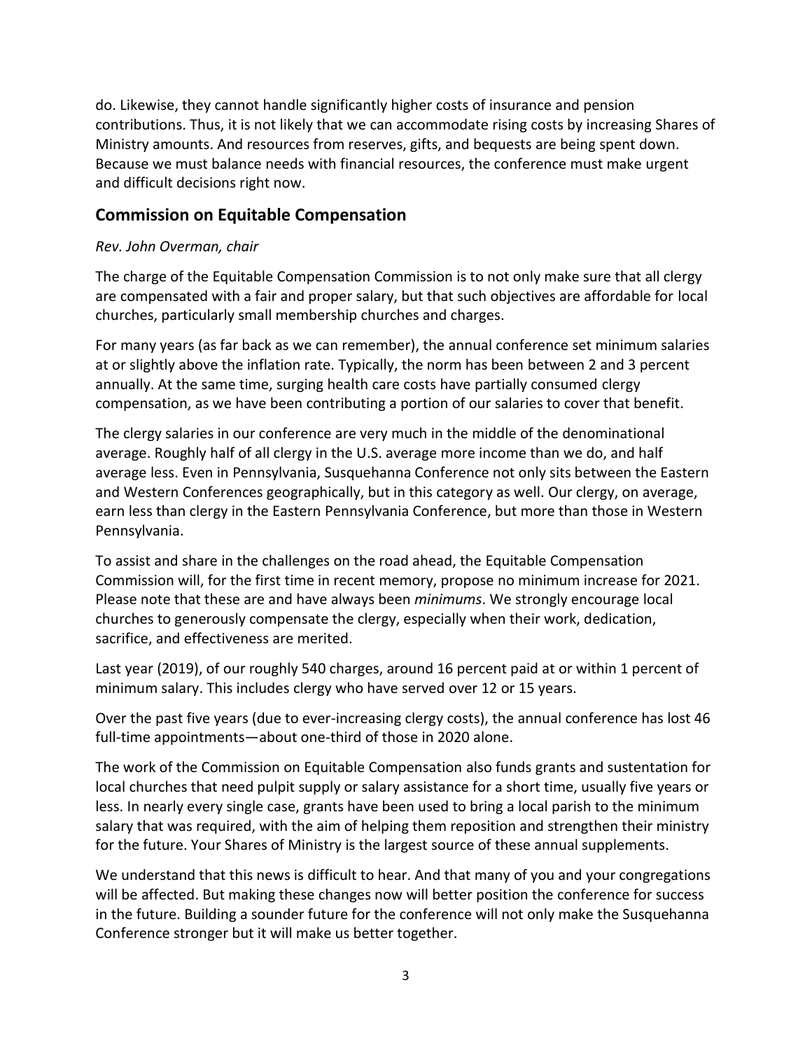do. Likewise, they cannot handle significantly higher costs of insurance and pension contributions. Thus, it is not likely that we can accommodate rising costs by increasing Shares of Ministry amounts. And resources from reserves, gifts, and bequests are being spent down. Because we must balance needs with financial resources, the conference must make urgent and difficult decisions right now.

## Commission on Equitable Compensation

*Rev. John Overman, chair*

The charge of the Equitable Compensation Commission is to not only make sure that all clergy are compensated with a fair and proper salary, but that such objectives are affordable for local churches, particularly small membership churches and charges.

For many years (as far back as we can remember), the annual conference set minimum salaries at or slightly above the inflation rate. Typically, the norm has been between 2 and 3 percent annually. At the same time, surging health care costs have partially consumed clergy compensation, as we have been contributing a portion of our salaries to cover that benefit.

The clergy salaries in our conference are very much in the middle of the denominational average. Roughly half of all clergy in the U.S. average more income than we do, and half average less. Even in Pennsylvania, Susquehanna Conference not only sits between the Eastern and Western Conferences geographically, but in this category as well. Our clergy, on average, earn less than clergy in the Eastern Pennsylvania Conference, but more than those in Western Pennsylvania.

To assist and share in the challenges on the road ahead, the Equitable Compensation Commission will, for the first time in recent memory, propose no minimum increase for 2021. Please note that these are and have always been *minimums*. We strongly encourage local churches to generously compensate the clergy, especially when their work, dedication, sacrifice, and effectiveness are merited.

Last year (2019), of our roughly 540 charges, around 16 percent paid at or within 1 percent of minimum salary. This includes clergy who have served over 12 or 15 years.

Over the past five years (due to ever-increasing clergy costs), the annual conference has lost 46 full-time appointments—about one-third of those in 2020 alone.

The work of the Commission on Equitable Compensation also funds grants and sustentation for local churches that need pulpit supply or salary assistance for a short time, usually five years or less. In nearly every single case, grants have been used to bring a local parish to the minimum salary that was required, with the aim of helping them reposition and strengthen their ministry for the future. Your Shares of Ministry is the largest source of these annual supplements.

We understand that this news is difficult to hear. And that many of you and your congregations will be affected. But making these changes now will better position the conference for success in the future. Building a sounder future for the conference will not only make the Susquehanna Conference stronger but it will make us better together.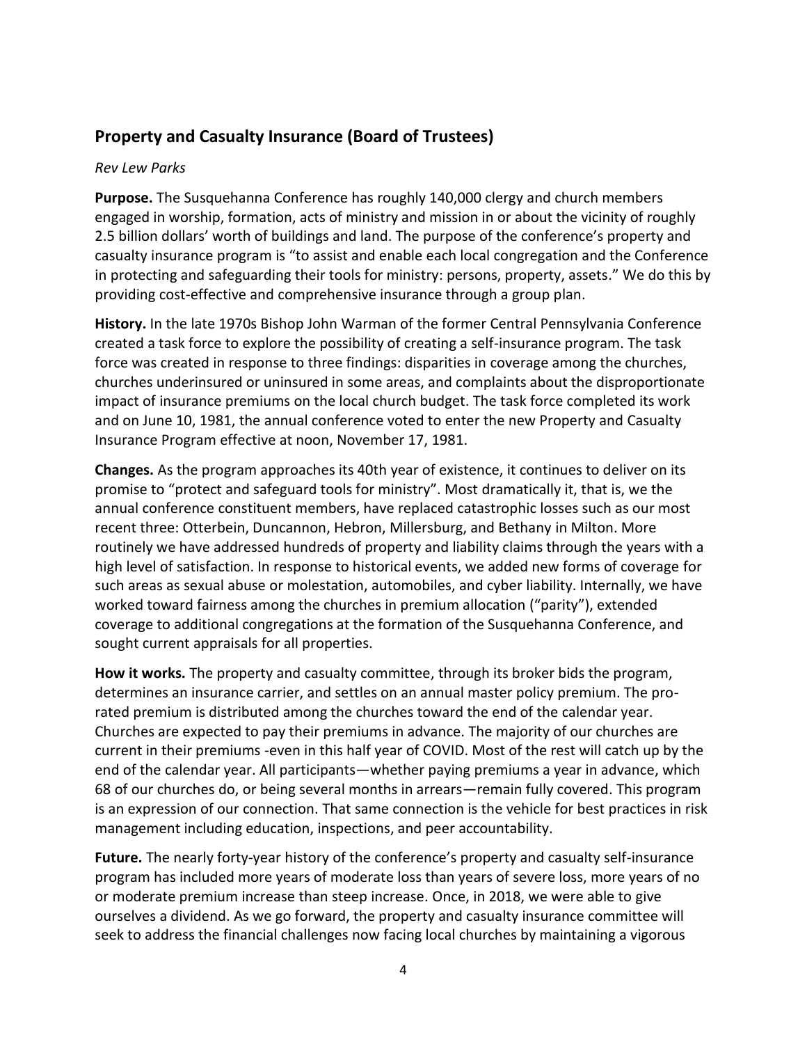## Property and Casualty Insurance (Board of Trustees)

*Rev Lew Parks*

**Purpose.** The Susquehanna Conference has roughly 140,000 clergy and church members engaged in worship, formation, acts of ministry and mission in or about the vicinity of roughly 2.5 billion dollars' worth of buildings and land. The purpose of the conference's property and casualty insurance program is "to assist and enable each local congregation and the Conference in protecting and safeguarding their tools for ministry: persons, property, assets." We do this by providing cost-effective and comprehensive insurance through a group plan.

**History.** In the late 1970s Bishop John Warman of the former Central Pennsylvania Conference created a task force to explore the possibility of creating a self-insurance program. The task force was created in response to three findings: disparities in coverage among the churches, churches underinsured or uninsured in some areas, and complaints about the disproportionate impact of insurance premiums on the local church budget. The task force completed its work and on June 10, 1981, the annual conference voted to enter the new Property and Casualty Insurance Program effective at noon, November 17, 1981.

**Changes.** As the program approaches its 40th year of existence, it continues to deliver on its promise to "protect and safeguard tools for ministry". Most dramatically it, that is, we the annual conference constituent members, have replaced catastrophic losses such as our most recent three: Otterbein, Duncannon, Hebron, Millersburg, and Bethany in Milton. More routinely we have addressed hundreds of property and liability claims through the years with a high level of satisfaction. In response to historical events, we added new forms of coverage for such areas as sexual abuse or molestation, automobiles, and cyber liability. Internally, we have worked toward fairness among the churches in premium allocation ("parity"), extended coverage to additional congregations at the formation of the Susquehanna Conference, and sought current appraisals for all properties.

**How it works.** The property and casualty committee, through its broker bids the program, determines an insurance carrier, and settles on an annual master policy premium. The pro-rated premium is distributed among the churches toward the end of the calendar year. Churches are expected to pay their premiums in advance. The majority of our churches are current in their premiums -even in this half year of COVID. Most of the rest will catch up by the end of the calendar year. All participants—whether paying premiums a year in advance, which 68 of our churches do, or being several months in arrears—remain fully covered. This program is an expression of our connection. That same connection is the vehicle for best practices in risk management including education, inspections, and peer accountability.

**Future.** The nearly forty-year history of the conference's property and casualty self-insurance program has included more years of moderate loss than years of severe loss, more years of no or moderate premium increase than steep increase. Once, in 2018, we were able to give ourselves a dividend. As we go forward, the property and casualty insurance committee will seek to address the financial challenges now facing local churches by maintaining a vigorous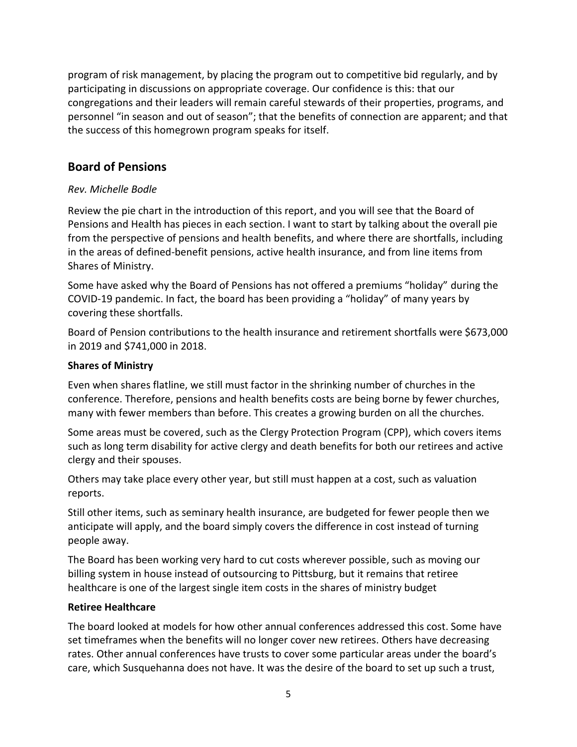program of risk management, by placing the program out to competitive bid regularly, and by participating in discussions on appropriate coverage. Our confidence is this: that our congregations and their leaders will remain careful stewards of their properties, programs, and personnel "in season and out of season"; that the benefits of connection are apparent; and that the success of this homegrown program speaks for itself.

## Board of Pensions

*Rev. Michelle Bodle*

Review the pie chart in the introduction of this report, and you will see that the Board of Pensions and Health has pieces in each section. I want to start by talking about the overall pie from the perspective of pensions and health benefits, and where there are shortfalls, including in the areas of defined-benefit pensions, active health insurance, and from line items from Shares of Ministry.

Some have asked why the Board of Pensions has not offered a premiums "holiday" during the COVID-19 pandemic. In fact, the board has been providing a "holiday" of many years by covering these shortfalls.

Board of Pension contributions to the health insurance and retirement shortfalls were $673,000 in 2019 and $741,000 in 2018.

### Shares of Ministry

Even when shares flatline, we still must factor in the shrinking number of churches in the conference. Therefore, pensions and health benefits costs are being borne by fewer churches, many with fewer members than before. This creates a growing burden on all the churches.

Some areas must be covered, such as the Clergy Protection Program (CPP), which covers items such as long term disability for active clergy and death benefits for both our retirees and active clergy and their spouses.

Others may take place every other year, but still must happen at a cost, such as valuation reports.

Still other items, such as seminary health insurance, are budgeted for fewer people then we anticipate will apply, and the board simply covers the difference in cost instead of turning people away.

The Board has been working very hard to cut costs wherever possible, such as moving our billing system in house instead of outsourcing to Pittsburg, but it remains that retiree healthcare is one of the largest single item costs in the shares of ministry budget

### Retiree Healthcare

The board looked at models for how other annual conferences addressed this cost. Some have set timeframes when the benefits will no longer cover new retirees. Others have decreasing rates. Other annual conferences have trusts to cover some particular areas under the board's care, which Susquehanna does not have. It was the desire of the board to set up such a trust,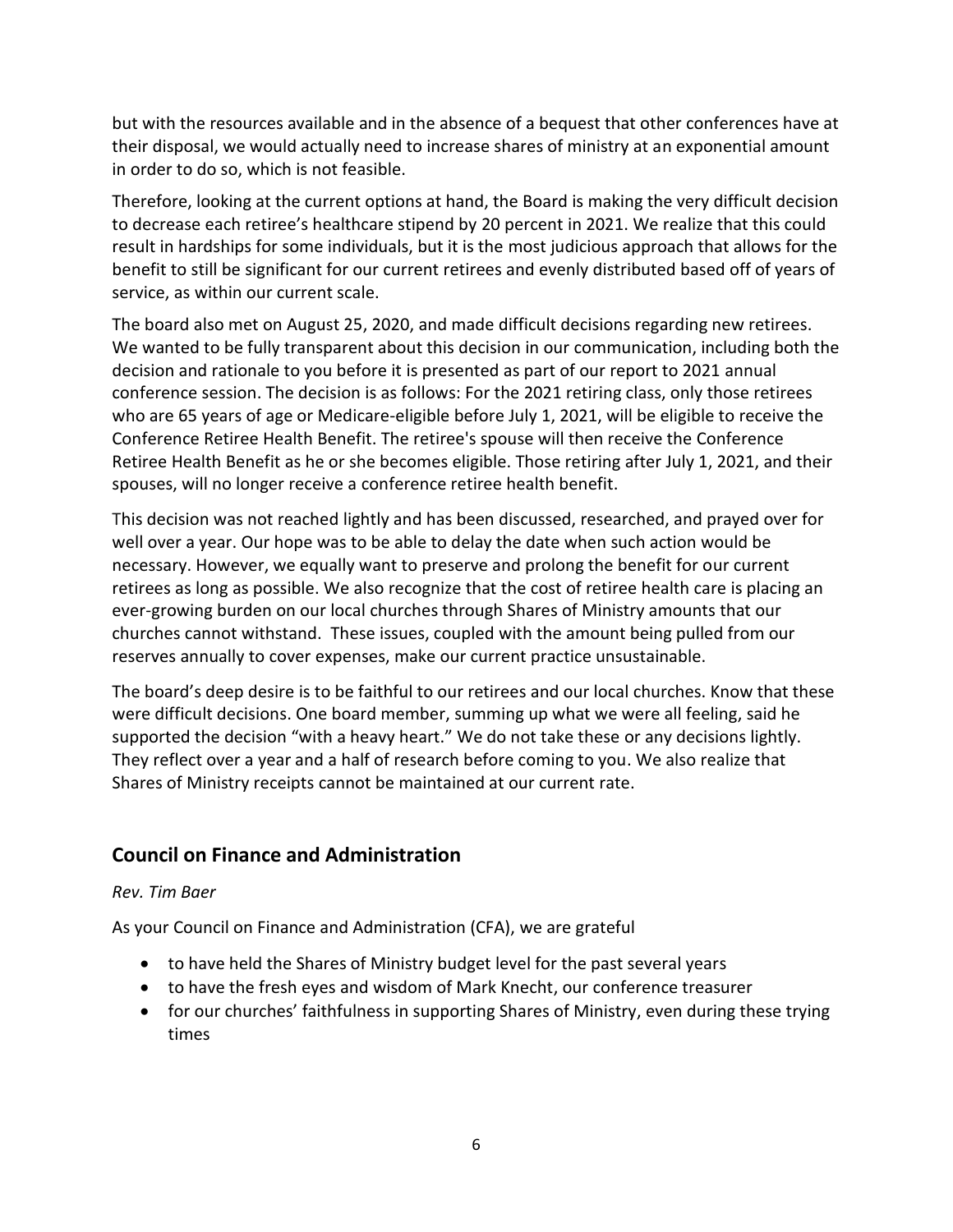but with the resources available and in the absence of a bequest that other conferences have at their disposal, we would actually need to increase shares of ministry at an exponential amount in order to do so, which is not feasible.

Therefore, looking at the current options at hand, the Board is making the very difficult decision to decrease each retiree's healthcare stipend by 20 percent in 2021. We realize that this could result in hardships for some individuals, but it is the most judicious approach that allows for the benefit to still be significant for our current retirees and evenly distributed based off of years of service, as within our current scale.

The board also met on August 25, 2020, and made difficult decisions regarding new retirees. We wanted to be fully transparent about this decision in our communication, including both the decision and rationale to you before it is presented as part of our report to 2021 annual conference session. The decision is as follows: For the 2021 retiring class, only those retirees who are 65 years of age or Medicare-eligible before July 1, 2021, will be eligible to receive the Conference Retiree Health Benefit. The retiree's spouse will then receive the Conference Retiree Health Benefit as he or she becomes eligible. Those retiring after July 1, 2021, and their spouses, will no longer receive a conference retiree health benefit.

This decision was not reached lightly and has been discussed, researched, and prayed over for well over a year. Our hope was to be able to delay the date when such action would be necessary. However, we equally want to preserve and prolong the benefit for our current retirees as long as possible. We also recognize that the cost of retiree health care is placing an ever-growing burden on our local churches through Shares of Ministry amounts that our churches cannot withstand. These issues, coupled with the amount being pulled from our reserves annually to cover expenses, make our current practice unsustainable.

The board's deep desire is to be faithful to our retirees and our local churches. Know that these were difficult decisions. One board member, summing up what we were all feeling, said he supported the decision "with a heavy heart." We do not take these or any decisions lightly. They reflect over a year and a half of research before coming to you. We also realize that Shares of Ministry receipts cannot be maintained at our current rate.

## Council on Finance and Administration

*Rev. Tim Baer*

As your Council on Finance and Administration (CFA), we are grateful

- to have held the Shares of Ministry budget level for the past several years
- to have the fresh eyes and wisdom of Mark Knecht, our conference treasurer
- for our churches' faithfulness in supporting Shares of Ministry, even during these trying times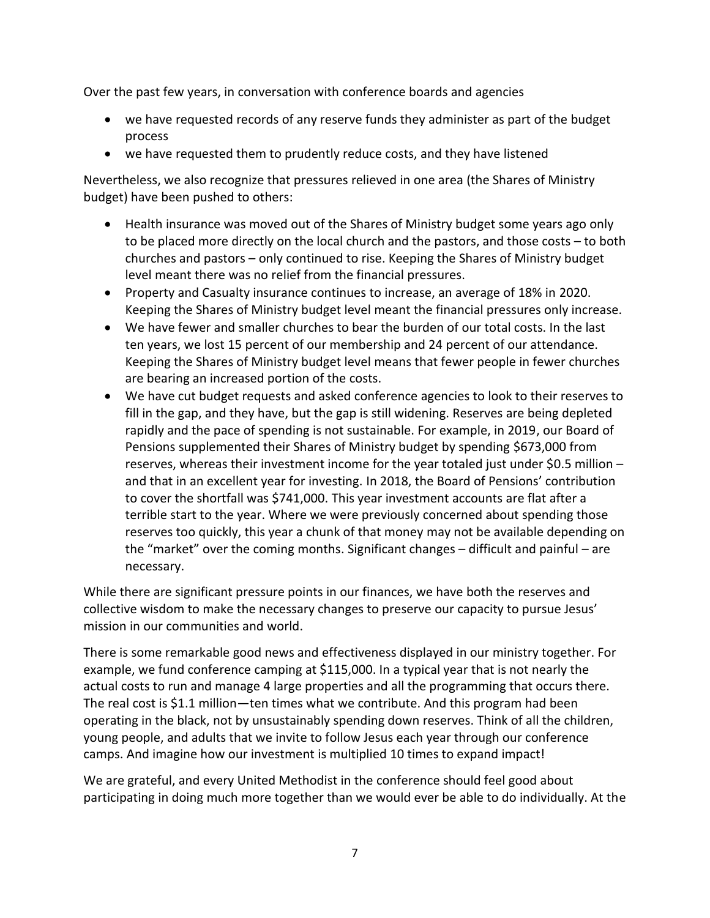Over the past few years, in conversation with conference boards and agencies

- we have requested records of any reserve funds they administer as part of the budget process
- we have requested them to prudently reduce costs, and they have listened

Nevertheless, we also recognize that pressures relieved in one area (the Shares of Ministry budget) have been pushed to others:

- Health insurance was moved out of the Shares of Ministry budget some years ago only to be placed more directly on the local church and the pastors, and those costs – to both churches and pastors – only continued to rise. Keeping the Shares of Ministry budget level meant there was no relief from the financial pressures.
- Property and Casualty insurance continues to increase, an average of 18% in 2020. Keeping the Shares of Ministry budget level meant the financial pressures only increase.
- We have fewer and smaller churches to bear the burden of our total costs. In the last ten years, we lost 15 percent of our membership and 24 percent of our attendance. Keeping the Shares of Ministry budget level means that fewer people in fewer churches are bearing an increased portion of the costs.
- We have cut budget requests and asked conference agencies to look to their reserves to fill in the gap, and they have, but the gap is still widening. Reserves are being depleted rapidly and the pace of spending is not sustainable. For example, in 2019, our Board of Pensions supplemented their Shares of Ministry budget by spending $673,000 from reserves, whereas their investment income for the year totaled just under $0.5 million – and that in an excellent year for investing. In 2018, the Board of Pensions' contribution to cover the shortfall was $741,000. This year investment accounts are flat after a terrible start to the year. Where we were previously concerned about spending those reserves too quickly, this year a chunk of that money may not be available depending on the "market" over the coming months. Significant changes – difficult and painful – are necessary.

While there are significant pressure points in our finances, we have both the reserves and collective wisdom to make the necessary changes to preserve our capacity to pursue Jesus' mission in our communities and world.

There is some remarkable good news and effectiveness displayed in our ministry together. For example, we fund conference camping at $115,000. In a typical year that is not nearly the actual costs to run and manage 4 large properties and all the programming that occurs there. The real cost is $1.1 million—ten times what we contribute. And this program had been operating in the black, not by unsustainably spending down reserves. Think of all the children, young people, and adults that we invite to follow Jesus each year through our conference camps. And imagine how our investment is multiplied 10 times to expand impact!

We are grateful, and every United Methodist in the conference should feel good about participating in doing much more together than we would ever be able to do individually. At the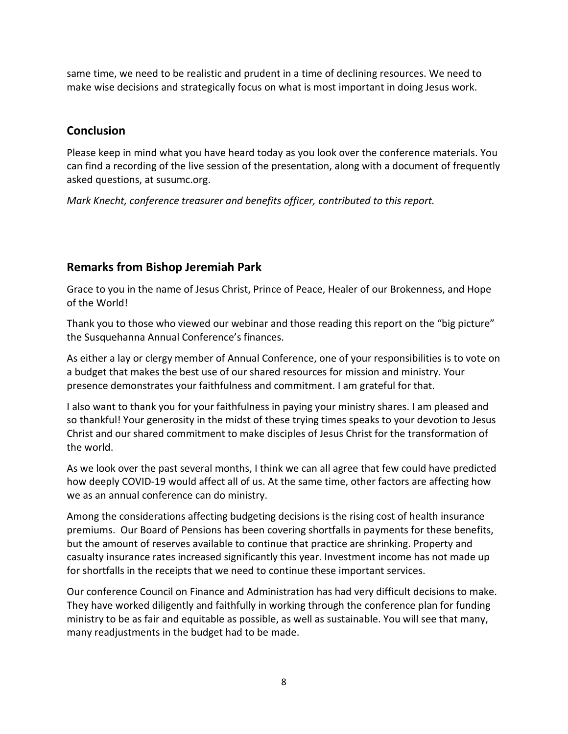same time, we need to be realistic and prudent in a time of declining resources. We need to make wise decisions and strategically focus on what is most important in doing Jesus work.

## Conclusion

Please keep in mind what you have heard today as you look over the conference materials. You can find a recording of the live session of the presentation, along with a document of frequently asked questions, at susumc.org.

*Mark Knecht, conference treasurer and benefits officer, contributed to this report.*

## Remarks from Bishop Jeremiah Park

Grace to you in the name of Jesus Christ, Prince of Peace, Healer of our Brokenness, and Hope of the World!

Thank you to those who viewed our webinar and those reading this report on the "big picture" the Susquehanna Annual Conference's finances.

As either a lay or clergy member of Annual Conference, one of your responsibilities is to vote on a budget that makes the best use of our shared resources for mission and ministry. Your presence demonstrates your faithfulness and commitment. I am grateful for that.

I also want to thank you for your faithfulness in paying your ministry shares. I am pleased and so thankful! Your generosity in the midst of these trying times speaks to your devotion to Jesus Christ and our shared commitment to make disciples of Jesus Christ for the transformation of the world.

As we look over the past several months, I think we can all agree that few could have predicted how deeply COVID-19 would affect all of us. At the same time, other factors are affecting how we as an annual conference can do ministry.

Among the considerations affecting budgeting decisions is the rising cost of health insurance premiums. Our Board of Pensions has been covering shortfalls in payments for these benefits, but the amount of reserves available to continue that practice are shrinking. Property and casualty insurance rates increased significantly this year. Investment income has not made up for shortfalls in the receipts that we need to continue these important services.

Our conference Council on Finance and Administration has had very difficult decisions to make. They have worked diligently and faithfully in working through the conference plan for funding ministry to be as fair and equitable as possible, as well as sustainable. You will see that many, many readjustments in the budget had to be made.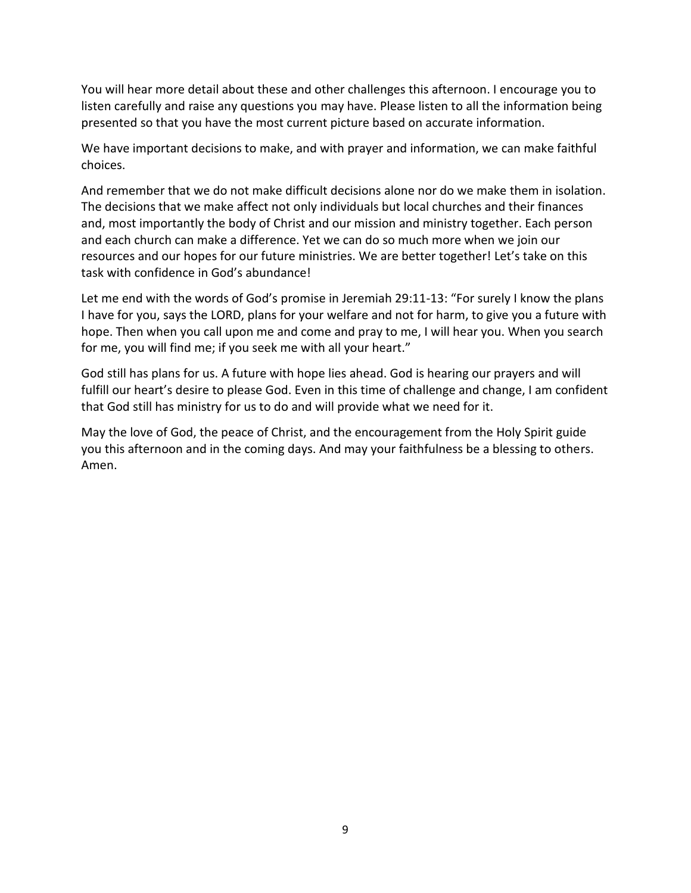You will hear more detail about these and other challenges this afternoon. I encourage you to listen carefully and raise any questions you may have. Please listen to all the information being presented so that you have the most current picture based on accurate information.

We have important decisions to make, and with prayer and information, we can make faithful choices.

And remember that we do not make difficult decisions alone nor do we make them in isolation. The decisions that we make affect not only individuals but local churches and their finances and, most importantly the body of Christ and our mission and ministry together. Each person and each church can make a difference. Yet we can do so much more when we join our resources and our hopes for our future ministries. We are better together! Let's take on this task with confidence in God's abundance!

Let me end with the words of God's promise in Jeremiah 29:11-13: "For surely I know the plans I have for you, says the LORD, plans for your welfare and not for harm, to give you a future with hope. Then when you call upon me and come and pray to me, I will hear you. When you search for me, you will find me; if you seek me with all your heart."

God still has plans for us. A future with hope lies ahead. God is hearing our prayers and will fulfill our heart's desire to please God. Even in this time of challenge and change, I am confident that God still has ministry for us to do and will provide what we need for it.

May the love of God, the peace of Christ, and the encouragement from the Holy Spirit guide you this afternoon and in the coming days. And may your faithfulness be a blessing to others. Amen.